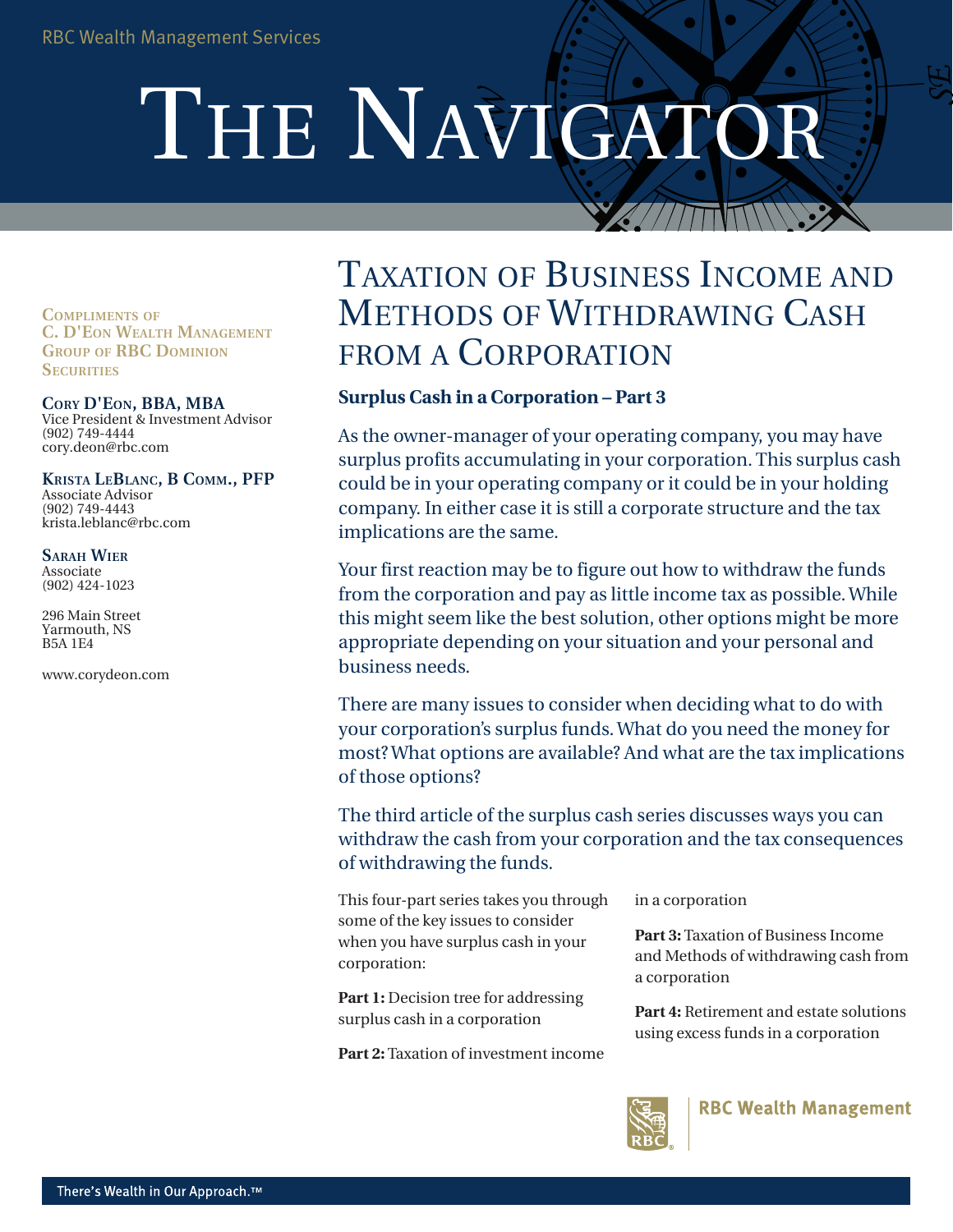RBC Wealth Management Services

# The Navigator

**Compliments of C. D'Eon Wealth Management Group of RBC Dominion Securities**

**Cory D'Eon, BBA, MBA**
Vice President & Investment Advisor
(902) 749-4444
cory.deon@rbc.com

**Krista LeBlanc, B Comm., PFP**
Associate Advisor
(902) 749-4443
krista.leblanc@rbc.com

**Sarah Wier**
Associate
(902) 424-1023

296 Main Street
Yarmouth, NS
B5A 1E4

www.corydeon.com

## Taxation of Business Income and Methods of Withdrawing Cash from a Corporation

### Surplus Cash in a Corporation – Part 3

As the owner-manager of your operating company, you may have surplus profits accumulating in your corporation. This surplus cash could be in your operating company or it could be in your holding company. In either case it is still a corporate structure and the tax implications are the same.

Your first reaction may be to figure out how to withdraw the funds from the corporation and pay as little income tax as possible. While this might seem like the best solution, other options might be more appropriate depending on your situation and your personal and business needs.

There are many issues to consider when deciding what to do with your corporation's surplus funds. What do you need the money for most? What options are available? And what are the tax implications of those options?

The third article of the surplus cash series discusses ways you can withdraw the cash from your corporation and the tax consequences of withdrawing the funds.

This four-part series takes you through some of the key issues to consider when you have surplus cash in your corporation:

**Part 1:** Decision tree for addressing surplus cash in a corporation

**Part 2:** Taxation of investment income in a corporation

**Part 3:** Taxation of Business Income and Methods of withdrawing cash from a corporation

**Part 4:** Retirement and estate solutions using excess funds in a corporation

RBC Wealth Management

There's Wealth in Our Approach.™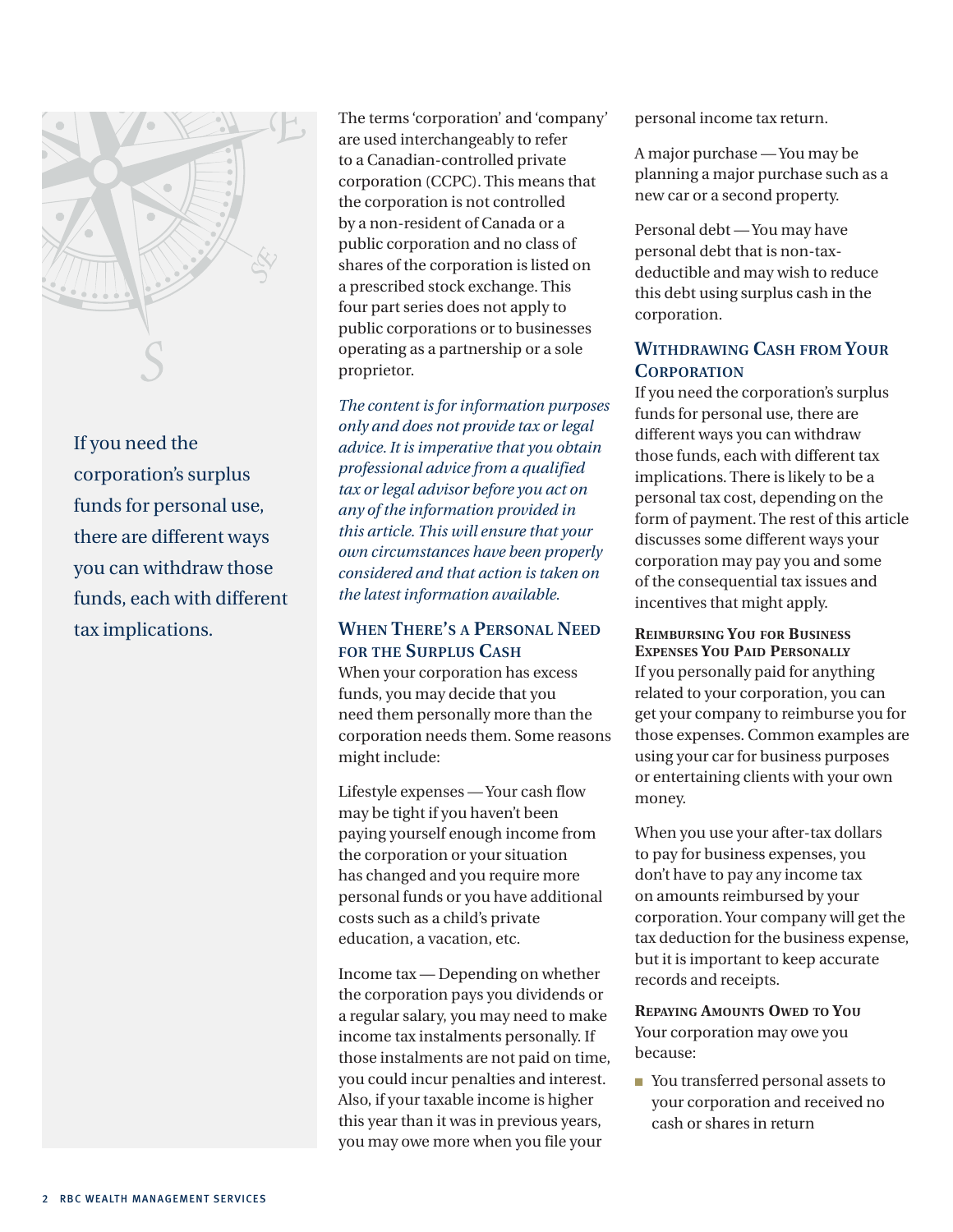If you need the corporation's surplus funds for personal use, there are different ways you can withdraw those funds, each with different tax implications.

The terms 'corporation' and 'company' are used interchangeably to refer to a Canadian-controlled private corporation (CCPC). This means that the corporation is not controlled by a non-resident of Canada or a public corporation and no class of shares of the corporation is listed on a prescribed stock exchange. This four part series does not apply to public corporations or to businesses operating as a partnership or a sole proprietor.

*The content is for information purposes only and does not provide tax or legal advice. It is imperative that you obtain professional advice from a qualified tax or legal advisor before you act on any of the information provided in this article. This will ensure that your own circumstances have been properly considered and that action is taken on the latest information available.*

## When There's a Personal Need for the Surplus Cash

When your corporation has excess funds, you may decide that you need them personally more than the corporation needs them. Some reasons might include:

Lifestyle expenses — Your cash flow may be tight if you haven't been paying yourself enough income from the corporation or your situation has changed and you require more personal funds or you have additional costs such as a child's private education, a vacation, etc.

Income tax — Depending on whether the corporation pays you dividends or a regular salary, you may need to make income tax instalments personally. If those instalments are not paid on time, you could incur penalties and interest. Also, if your taxable income is higher this year than it was in previous years, you may owe more when you file your personal income tax return.

A major purchase — You may be planning a major purchase such as a new car or a second property.

Personal debt — You may have personal debt that is non-tax-deductible and may wish to reduce this debt using surplus cash in the corporation.

## Withdrawing Cash from Your Corporation

If you need the corporation's surplus funds for personal use, there are different ways you can withdraw those funds, each with different tax implications. There is likely to be a personal tax cost, depending on the form of payment. The rest of this article discusses some different ways your corporation may pay you and some of the consequential tax issues and incentives that might apply.

### Reimbursing You for Business Expenses You Paid Personally

If you personally paid for anything related to your corporation, you can get your company to reimburse you for those expenses. Common examples are using your car for business purposes or entertaining clients with your own money.

When you use your after-tax dollars to pay for business expenses, you don't have to pay any income tax on amounts reimbursed by your corporation. Your company will get the tax deduction for the business expense, but it is important to keep accurate records and receipts.

### Repaying Amounts Owed to You

Your corporation may owe you because:

- You transferred personal assets to your corporation and received no cash or shares in return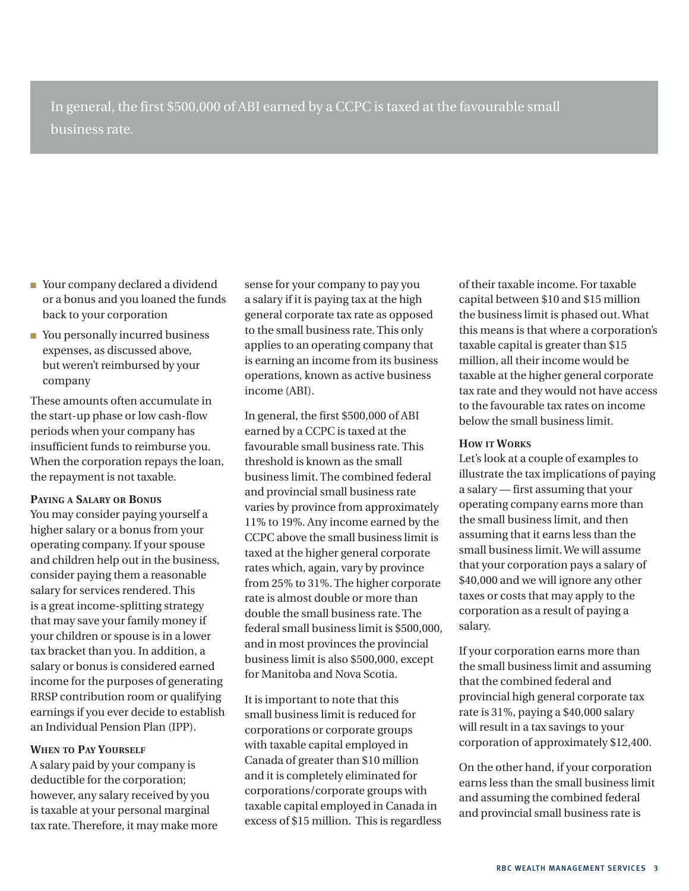> In general, the first $500,000 of ABI earned by a CCPC is taxed at the favourable small business rate.

- Your company declared a dividend or a bonus and you loaned the funds back to your corporation
- You personally incurred business expenses, as discussed above, but weren't reimbursed by your company

These amounts often accumulate in the start-up phase or low cash-flow periods when your company has insufficient funds to reimburse you. When the corporation repays the loan, the repayment is not taxable.

**Paying a Salary or Bonus**

You may consider paying yourself a higher salary or a bonus from your operating company. If your spouse and children help out in the business, consider paying them a reasonable salary for services rendered. This is a great income-splitting strategy that may save your family money if your children or spouse is in a lower tax bracket than you. In addition, a salary or bonus is considered earned income for the purposes of generating RRSP contribution room or qualifying earnings if you ever decide to establish an Individual Pension Plan (IPP).

**When to Pay Yourself**

A salary paid by your company is deductible for the corporation; however, any salary received by you is taxable at your personal marginal tax rate. Therefore, it may make more sense for your company to pay you a salary if it is paying tax at the high general corporate tax rate as opposed to the small business rate. This only applies to an operating company that is earning an income from its business operations, known as active business income (ABI).

In general, the first $500,000 of ABI earned by a CCPC is taxed at the favourable small business rate. This threshold is known as the small business limit. The combined federal and provincial small business rate varies by province from approximately 11% to 19%. Any income earned by the CCPC above the small business limit is taxed at the higher general corporate rates which, again, vary by province from 25% to 31%. The higher corporate rate is almost double or more than double the small business rate. The federal small business limit is $500,000, and in most provinces the provincial business limit is also $500,000, except for Manitoba and Nova Scotia.

It is important to note that this small business limit is reduced for corporations or corporate groups with taxable capital employed in Canada of greater than $10 million and it is completely eliminated for corporations/corporate groups with taxable capital employed in Canada in excess of $15 million. This is regardless of their taxable income. For taxable capital between $10 and $15 million the business limit is phased out. What this means is that where a corporation's taxable capital is greater than $15 million, all their income would be taxable at the higher general corporate tax rate and they would not have access to the favourable tax rates on income below the small business limit.

**How it Works**

Let's look at a couple of examples to illustrate the tax implications of paying a salary — first assuming that your operating company earns more than the small business limit, and then assuming that it earns less than the small business limit. We will assume that your corporation pays a salary of $40,000 and we will ignore any other taxes or costs that may apply to the corporation as a result of paying a salary.

If your corporation earns more than the small business limit and assuming that the combined federal and provincial high general corporate tax rate is 31%, paying a $40,000 salary will result in a tax savings to your corporation of approximately $12,400.

On the other hand, if your corporation earns less than the small business limit and assuming the combined federal and provincial small business rate is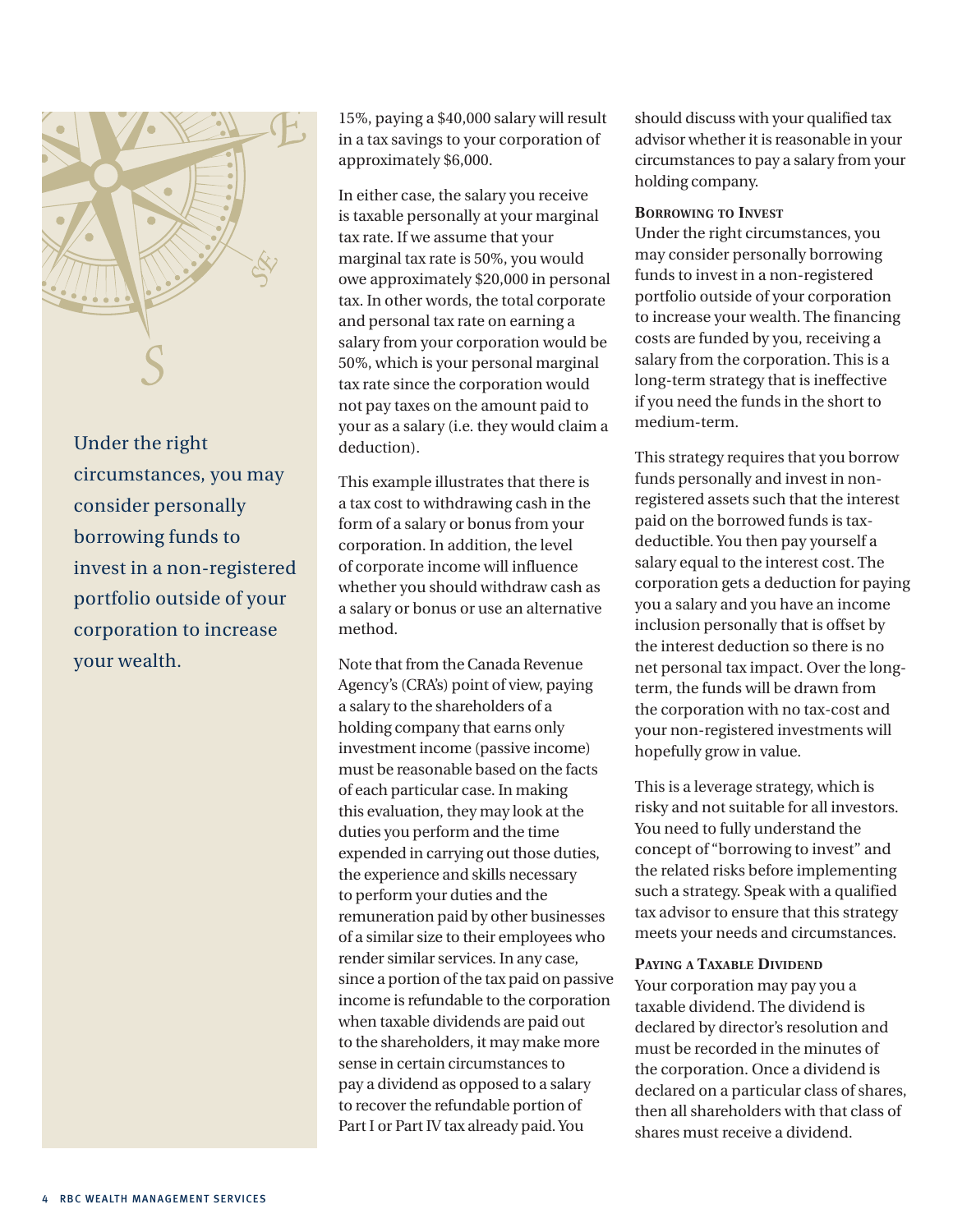Under the right circumstances, you may consider personally borrowing funds to invest in a non-registered portfolio outside of your corporation to increase your wealth.

15%, paying a $40,000 salary will result in a tax savings to your corporation of approximately $6,000.

In either case, the salary you receive is taxable personally at your marginal tax rate. If we assume that your marginal tax rate is 50%, you would owe approximately $20,000 in personal tax. In other words, the total corporate and personal tax rate on earning a salary from your corporation would be 50%, which is your personal marginal tax rate since the corporation would not pay taxes on the amount paid to your as a salary (i.e. they would claim a deduction).

This example illustrates that there is a tax cost to withdrawing cash in the form of a salary or bonus from your corporation. In addition, the level of corporate income will influence whether you should withdraw cash as a salary or bonus or use an alternative method.

Note that from the Canada Revenue Agency's (CRA's) point of view, paying a salary to the shareholders of a holding company that earns only investment income (passive income) must be reasonable based on the facts of each particular case. In making this evaluation, they may look at the duties you perform and the time expended in carrying out those duties, the experience and skills necessary to perform your duties and the remuneration paid by other businesses of a similar size to their employees who render similar services. In any case, since a portion of the tax paid on passive income is refundable to the corporation when taxable dividends are paid out to the shareholders, it may make more sense in certain circumstances to pay a dividend as opposed to a salary to recover the refundable portion of Part I or Part IV tax already paid. You should discuss with your qualified tax advisor whether it is reasonable in your circumstances to pay a salary from your holding company.

### Borrowing to Invest

Under the right circumstances, you may consider personally borrowing funds to invest in a non-registered portfolio outside of your corporation to increase your wealth. The financing costs are funded by you, receiving a salary from the corporation. This is a long-term strategy that is ineffective if you need the funds in the short to medium-term.

This strategy requires that you borrow funds personally and invest in non-registered assets such that the interest paid on the borrowed funds is tax-deductible. You then pay yourself a salary equal to the interest cost. The corporation gets a deduction for paying you a salary and you have an income inclusion personally that is offset by the interest deduction so there is no net personal tax impact. Over the long-term, the funds will be drawn from the corporation with no tax-cost and your non-registered investments will hopefully grow in value.

This is a leverage strategy, which is risky and not suitable for all investors. You need to fully understand the concept of "borrowing to invest" and the related risks before implementing such a strategy. Speak with a qualified tax advisor to ensure that this strategy meets your needs and circumstances.

### Paying a Taxable Dividend

Your corporation may pay you a taxable dividend. The dividend is declared by director's resolution and must be recorded in the minutes of the corporation. Once a dividend is declared on a particular class of shares, then all shareholders with that class of shares must receive a dividend.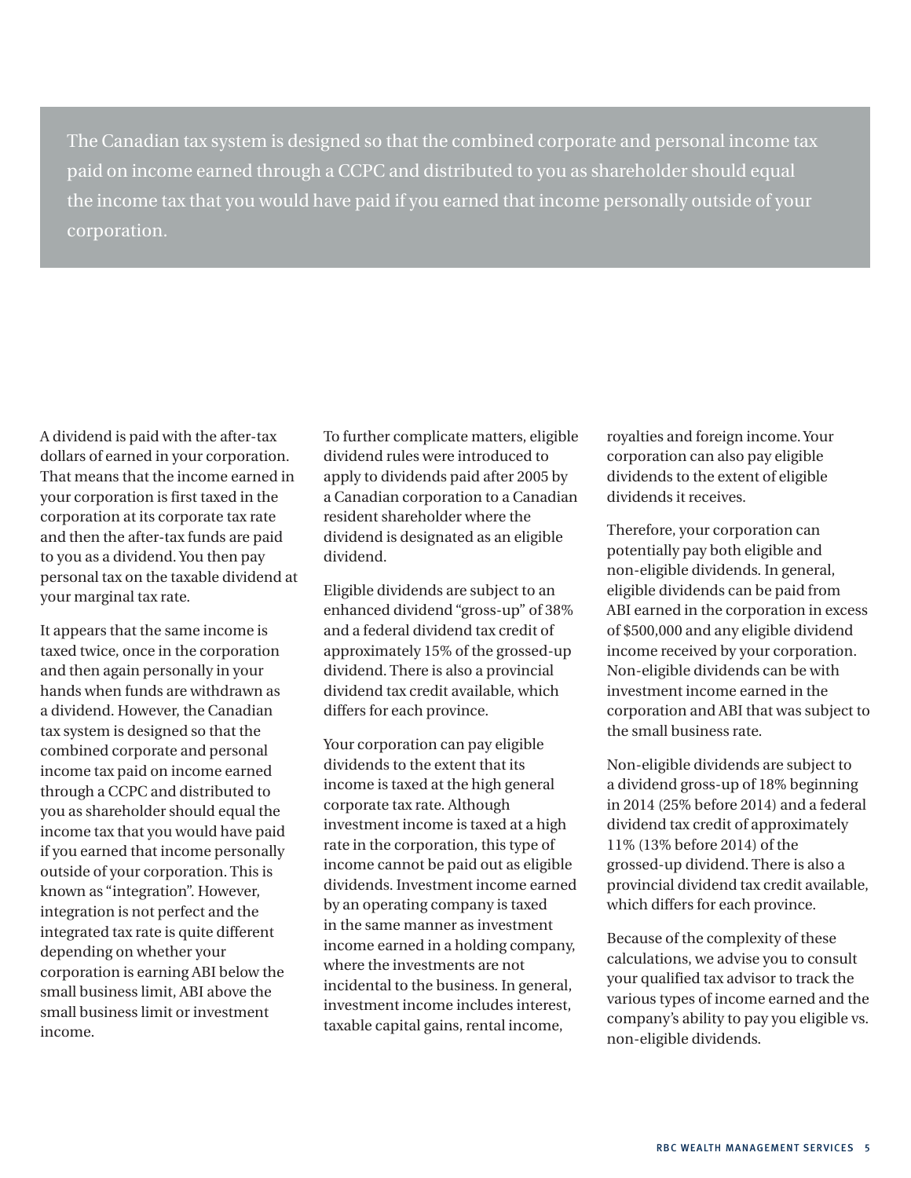> The Canadian tax system is designed so that the combined corporate and personal income tax paid on income earned through a CCPC and distributed to you as shareholder should equal the income tax that you would have paid if you earned that income personally outside of your corporation.

A dividend is paid with the after-tax dollars of earned in your corporation. That means that the income earned in your corporation is first taxed in the corporation at its corporate tax rate and then the after-tax funds are paid to you as a dividend. You then pay personal tax on the taxable dividend at your marginal tax rate.

It appears that the same income is taxed twice, once in the corporation and then again personally in your hands when funds are withdrawn as a dividend. However, the Canadian tax system is designed so that the combined corporate and personal income tax paid on income earned through a CCPC and distributed to you as shareholder should equal the income tax that you would have paid if you earned that income personally outside of your corporation. This is known as "integration". However, integration is not perfect and the integrated tax rate is quite different depending on whether your corporation is earning ABI below the small business limit, ABI above the small business limit or investment income.

To further complicate matters, eligible dividend rules were introduced to apply to dividends paid after 2005 by a Canadian corporation to a Canadian resident shareholder where the dividend is designated as an eligible dividend.

Eligible dividends are subject to an enhanced dividend "gross-up" of 38% and a federal dividend tax credit of approximately 15% of the grossed-up dividend. There is also a provincial dividend tax credit available, which differs for each province.

Your corporation can pay eligible dividends to the extent that its income is taxed at the high general corporate tax rate. Although investment income is taxed at a high rate in the corporation, this type of income cannot be paid out as eligible dividends. Investment income earned by an operating company is taxed in the same manner as investment income earned in a holding company, where the investments are not incidental to the business. In general, investment income includes interest, taxable capital gains, rental income, royalties and foreign income. Your corporation can also pay eligible dividends to the extent of eligible dividends it receives.

Therefore, your corporation can potentially pay both eligible and non-eligible dividends. In general, eligible dividends can be paid from ABI earned in the corporation in excess of $500,000 and any eligible dividend income received by your corporation. Non-eligible dividends can be with investment income earned in the corporation and ABI that was subject to the small business rate.

Non-eligible dividends are subject to a dividend gross-up of 18% beginning in 2014 (25% before 2014) and a federal dividend tax credit of approximately 11% (13% before 2014) of the grossed-up dividend. There is also a provincial dividend tax credit available, which differs for each province.

Because of the complexity of these calculations, we advise you to consult your qualified tax advisor to track the various types of income earned and the company's ability to pay you eligible vs. non-eligible dividends.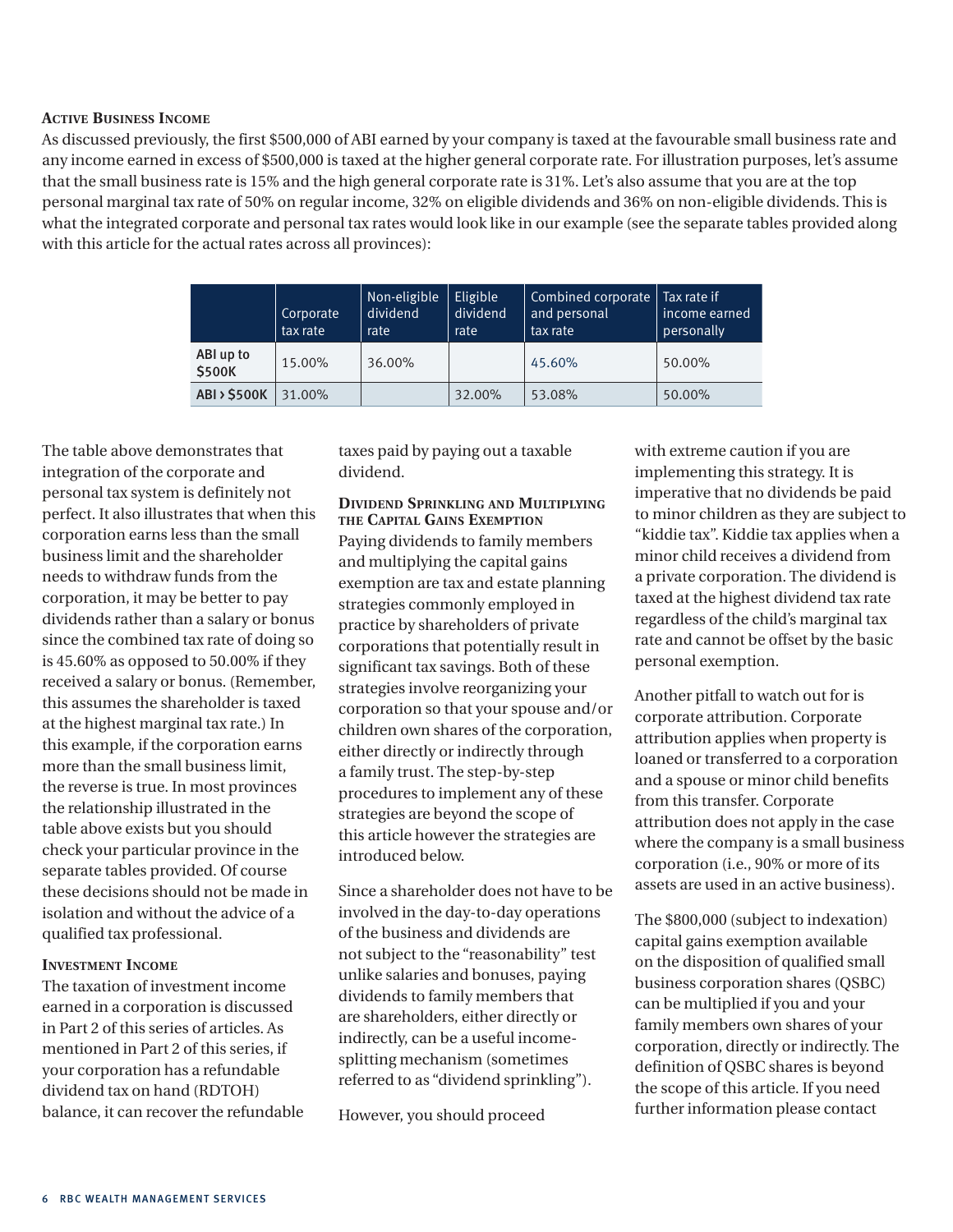### Active Business Income

As discussed previously, the first $500,000 of ABI earned by your company is taxed at the favourable small business rate and any income earned in excess of $500,000 is taxed at the higher general corporate rate. For illustration purposes, let's assume that the small business rate is 15% and the high general corporate rate is 31%. Let's also assume that you are at the top personal marginal tax rate of 50% on regular income, 32% on eligible dividends and 36% on non-eligible dividends. This is what the integrated corporate and personal tax rates would look like in our example (see the separate tables provided along with this article for the actual rates across all provinces):

| | Corporate tax rate | Non-eligible dividend rate | Eligible dividend rate | Combined corporate and personal tax rate | Tax rate if income earned personally |
|---|---|---|---|---|---|
| ABI up to $500K | 15.00% | 36.00% | | 45.60% | 50.00% |
| ABI > $500K | 31.00% | | 32.00% | 53.08% | 50.00% |

The table above demonstrates that integration of the corporate and personal tax system is definitely not perfect. It also illustrates that when this corporation earns less than the small business limit and the shareholder needs to withdraw funds from the corporation, it may be better to pay dividends rather than a salary or bonus since the combined tax rate of doing so is 45.60% as opposed to 50.00% if they received a salary or bonus. (Remember, this assumes the shareholder is taxed at the highest marginal tax rate.) In this example, if the corporation earns more than the small business limit, the reverse is true. In most provinces the relationship illustrated in the table above exists but you should check your particular province in the separate tables provided. Of course these decisions should not be made in isolation and without the advice of a qualified tax professional.

### Investment Income

The taxation of investment income earned in a corporation is discussed in Part 2 of this series of articles. As mentioned in Part 2 of this series, if your corporation has a refundable dividend tax on hand (RDTOH) balance, it can recover the refundable taxes paid by paying out a taxable dividend.

### Dividend Sprinkling and Multiplying the Capital Gains Exemption

Paying dividends to family members and multiplying the capital gains exemption are tax and estate planning strategies commonly employed in practice by shareholders of private corporations that potentially result in significant tax savings. Both of these strategies involve reorganizing your corporation so that your spouse and/or children own shares of the corporation, either directly or indirectly through a family trust. The step-by-step procedures to implement any of these strategies are beyond the scope of this article however the strategies are introduced below.

Since a shareholder does not have to be involved in the day-to-day operations of the business and dividends are not subject to the "reasonability" test unlike salaries and bonuses, paying dividends to family members that are shareholders, either directly or indirectly, can be a useful income-splitting mechanism (sometimes referred to as "dividend sprinkling").

However, you should proceed with extreme caution if you are implementing this strategy. It is imperative that no dividends be paid to minor children as they are subject to "kiddie tax". Kiddie tax applies when a minor child receives a dividend from a private corporation. The dividend is taxed at the highest dividend tax rate regardless of the child's marginal tax rate and cannot be offset by the basic personal exemption.

Another pitfall to watch out for is corporate attribution. Corporate attribution applies when property is loaned or transferred to a corporation and a spouse or minor child benefits from this transfer. Corporate attribution does not apply in the case where the company is a small business corporation (i.e., 90% or more of its assets are used in an active business).

The $800,000 (subject to indexation) capital gains exemption available on the disposition of qualified small business corporation shares (QSBC) can be multiplied if you and your family members own shares of your corporation, directly or indirectly. The definition of QSBC shares is beyond the scope of this article. If you need further information please contact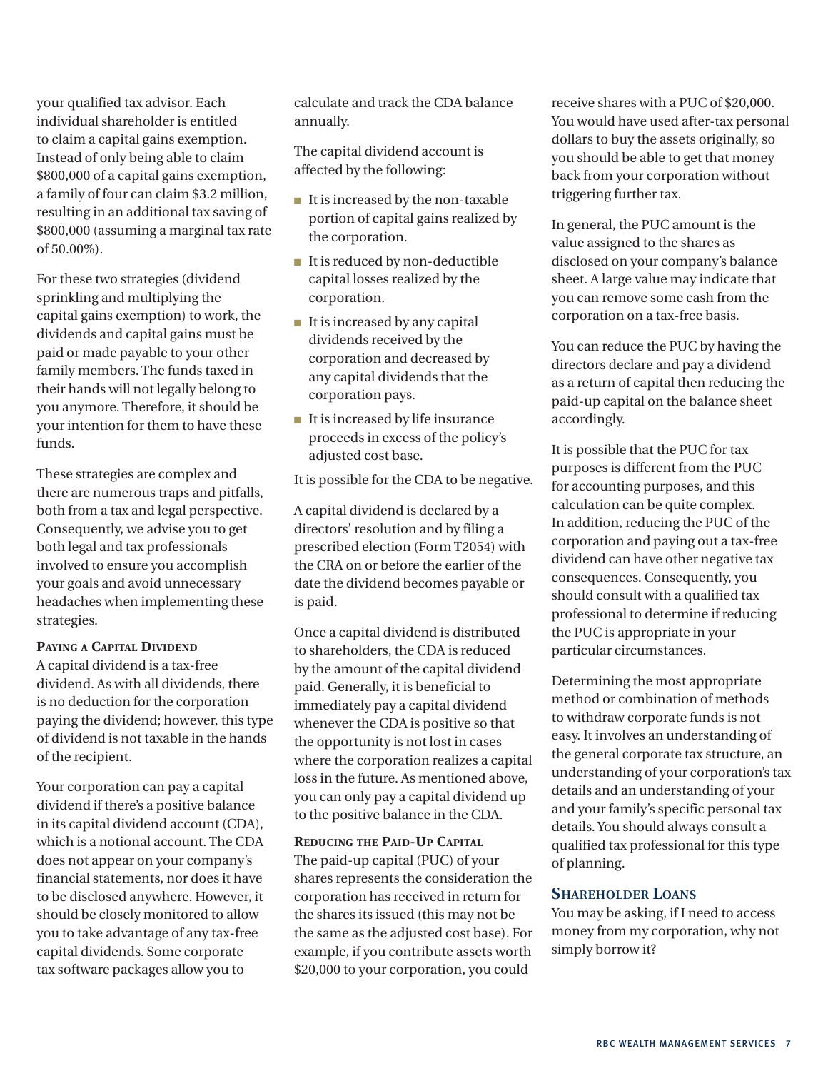your qualified tax advisor. Each individual shareholder is entitled to claim a capital gains exemption. Instead of only being able to claim $800,000 of a capital gains exemption, a family of four can claim $3.2 million, resulting in an additional tax saving of $800,000 (assuming a marginal tax rate of 50.00%).

For these two strategies (dividend sprinkling and multiplying the capital gains exemption) to work, the dividends and capital gains must be paid or made payable to your other family members. The funds taxed in their hands will not legally belong to you anymore. Therefore, it should be your intention for them to have these funds.

These strategies are complex and there are numerous traps and pitfalls, both from a tax and legal perspective. Consequently, we advise you to get both legal and tax professionals involved to ensure you accomplish your goals and avoid unnecessary headaches when implementing these strategies.

#### Paying a Capital Dividend

A capital dividend is a tax-free dividend. As with all dividends, there is no deduction for the corporation paying the dividend; however, this type of dividend is not taxable in the hands of the recipient.

Your corporation can pay a capital dividend if there's a positive balance in its capital dividend account (CDA), which is a notional account. The CDA does not appear on your company's financial statements, nor does it have to be disclosed anywhere. However, it should be closely monitored to allow you to take advantage of any tax-free capital dividends. Some corporate tax software packages allow you to calculate and track the CDA balance annually.

The capital dividend account is affected by the following:

- It is increased by the non-taxable portion of capital gains realized by the corporation.
- It is reduced by non-deductible capital losses realized by the corporation.
- It is increased by any capital dividends received by the corporation and decreased by any capital dividends that the corporation pays.
- It is increased by life insurance proceeds in excess of the policy's adjusted cost base.

It is possible for the CDA to be negative.

A capital dividend is declared by a directors' resolution and by filing a prescribed election (Form T2054) with the CRA on or before the earlier of the date the dividend becomes payable or is paid.

Once a capital dividend is distributed to shareholders, the CDA is reduced by the amount of the capital dividend paid. Generally, it is beneficial to immediately pay a capital dividend whenever the CDA is positive so that the opportunity is not lost in cases where the corporation realizes a capital loss in the future. As mentioned above, you can only pay a capital dividend up to the positive balance in the CDA.

#### Reducing the Paid-Up Capital

The paid-up capital (PUC) of your shares represents the consideration the corporation has received in return for the shares its issued (this may not be the same as the adjusted cost base). For example, if you contribute assets worth $20,000 to your corporation, you could receive shares with a PUC of $20,000. You would have used after-tax personal dollars to buy the assets originally, so you should be able to get that money back from your corporation without triggering further tax.

In general, the PUC amount is the value assigned to the shares as disclosed on your company's balance sheet. A large value may indicate that you can remove some cash from the corporation on a tax-free basis.

You can reduce the PUC by having the directors declare and pay a dividend as a return of capital then reducing the paid-up capital on the balance sheet accordingly.

It is possible that the PUC for tax purposes is different from the PUC for accounting purposes, and this calculation can be quite complex. In addition, reducing the PUC of the corporation and paying out a tax-free dividend can have other negative tax consequences. Consequently, you should consult with a qualified tax professional to determine if reducing the PUC is appropriate in your particular circumstances.

Determining the most appropriate method or combination of methods to withdraw corporate funds is not easy. It involves an understanding of the general corporate tax structure, an understanding of your corporation's tax details and an understanding of your and your family's specific personal tax details. You should always consult a qualified tax professional for this type of planning.

### Shareholder Loans

You may be asking, if I need to access money from my corporation, why not simply borrow it?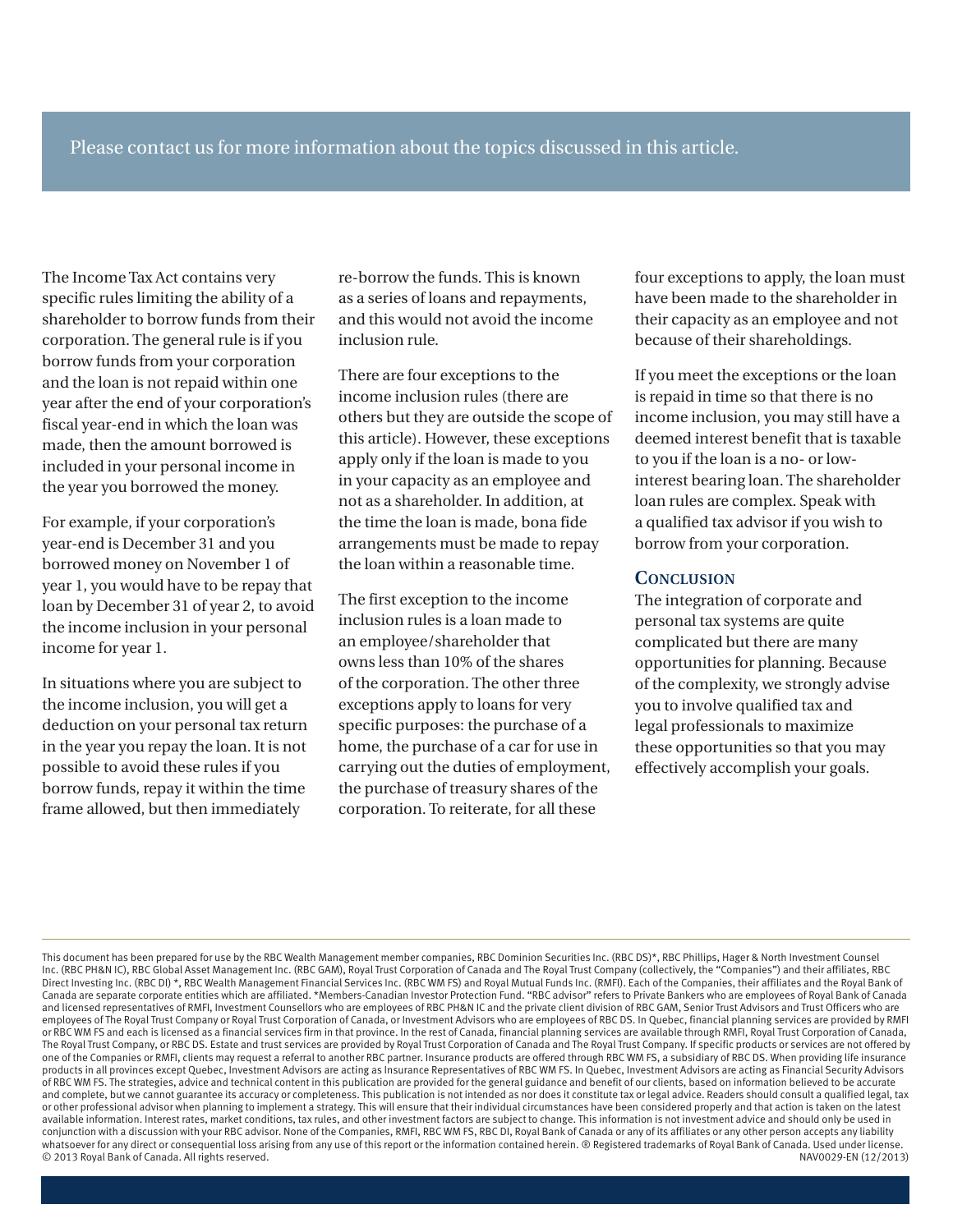Please contact us for more information about the topics discussed in this article.

The Income Tax Act contains very specific rules limiting the ability of a shareholder to borrow funds from their corporation. The general rule is if you borrow funds from your corporation and the loan is not repaid within one year after the end of your corporation's fiscal year-end in which the loan was made, then the amount borrowed is included in your personal income in the year you borrowed the money.

For example, if your corporation's year-end is December 31 and you borrowed money on November 1 of year 1, you would have to be repay that loan by December 31 of year 2, to avoid the income inclusion in your personal income for year 1.

In situations where you are subject to the income inclusion, you will get a deduction on your personal tax return in the year you repay the loan. It is not possible to avoid these rules if you borrow funds, repay it within the time frame allowed, but then immediately re-borrow the funds. This is known as a series of loans and repayments, and this would not avoid the income inclusion rule.

There are four exceptions to the income inclusion rules (there are others but they are outside the scope of this article). However, these exceptions apply only if the loan is made to you in your capacity as an employee and not as a shareholder. In addition, at the time the loan is made, bona fide arrangements must be made to repay the loan within a reasonable time.

The first exception to the income inclusion rules is a loan made to an employee/shareholder that owns less than 10% of the shares of the corporation. The other three exceptions apply to loans for very specific purposes: the purchase of a home, the purchase of a car for use in carrying out the duties of employment, the purchase of treasury shares of the corporation. To reiterate, for all these four exceptions to apply, the loan must have been made to the shareholder in their capacity as an employee and not because of their shareholdings.

If you meet the exceptions or the loan is repaid in time so that there is no income inclusion, you may still have a deemed interest benefit that is taxable to you if the loan is a no- or low-interest bearing loan. The shareholder loan rules are complex. Speak with a qualified tax advisor if you wish to borrow from your corporation.

## Conclusion

The integration of corporate and personal tax systems are quite complicated but there are many opportunities for planning. Because of the complexity, we strongly advise you to involve qualified tax and legal professionals to maximize these opportunities so that you may effectively accomplish your goals.

This document has been prepared for use by the RBC Wealth Management member companies, RBC Dominion Securities Inc. (RBC DS)*, RBC Phillips, Hager & North Investment Counsel Inc. (RBC PH&N IC), RBC Global Asset Management Inc. (RBC GAM), Royal Trust Corporation of Canada and The Royal Trust Company (collectively, the "Companies") and their affiliates, RBC Direct Investing Inc. (RBC DI) *, RBC Wealth Management Financial Services Inc. (RBC WM FS) and Royal Mutual Funds Inc. (RMFI). Each of the Companies, their affiliates and the Royal Bank of Canada are separate corporate entities which are affiliated. *Members-Canadian Investor Protection Fund. "RBC advisor" refers to Private Bankers who are employees of Royal Bank of Canada and licensed representatives of RMFI, Investment Counsellors who are employees of RBC PH&N IC and the private client division of RBC GAM, Senior Trust Advisors and Trust Officers who are employees of The Royal Trust Company or Royal Trust Corporation of Canada, or Investment Advisors who are employees of RBC DS. In Quebec, financial planning services are provided by RMFI or RBC WM FS and each is licensed as a financial services firm in that province. In the rest of Canada, financial planning services are available through RMFI, Royal Trust Corporation of Canada, The Royal Trust Company, or RBC DS. Estate and trust services are provided by Royal Trust Corporation of Canada and The Royal Trust Company. If specific products or services are not offered by one of the Companies or RMFI, clients may request a referral to another RBC partner. Insurance products are offered through RBC WM FS, a subsidiary of RBC DS. When providing life insurance products in all provinces except Quebec, Investment Advisors are acting as Insurance Representatives of RBC WM FS. In Quebec, Investment Advisors are acting as Financial Security Advisors of RBC WM FS. The strategies, advice and technical content in this publication are provided for the general guidance and benefit of our clients, based on information believed to be accurate and complete, but we cannot guarantee its accuracy or completeness. This publication is not intended as nor does it constitute tax or legal advice. Readers should consult a qualified legal, tax or other professional advisor when planning to implement a strategy. This will ensure that their individual circumstances have been considered properly and that action is taken on the latest available information. Interest rates, market conditions, tax rules, and other investment factors are subject to change. This information is not investment advice and should only be used in conjunction with a discussion with your RBC advisor. None of the Companies, RMFI, RBC WM FS, RBC DI, Royal Bank of Canada or any of its affiliates or any other person accepts any liability whatsoever for any direct or consequential loss arising from any use of this report or the information contained herein. ® Registered trademarks of Royal Bank of Canada. Used under license. © 2013 Royal Bank of Canada. All rights reserved. NAV0029-EN (12/2013)